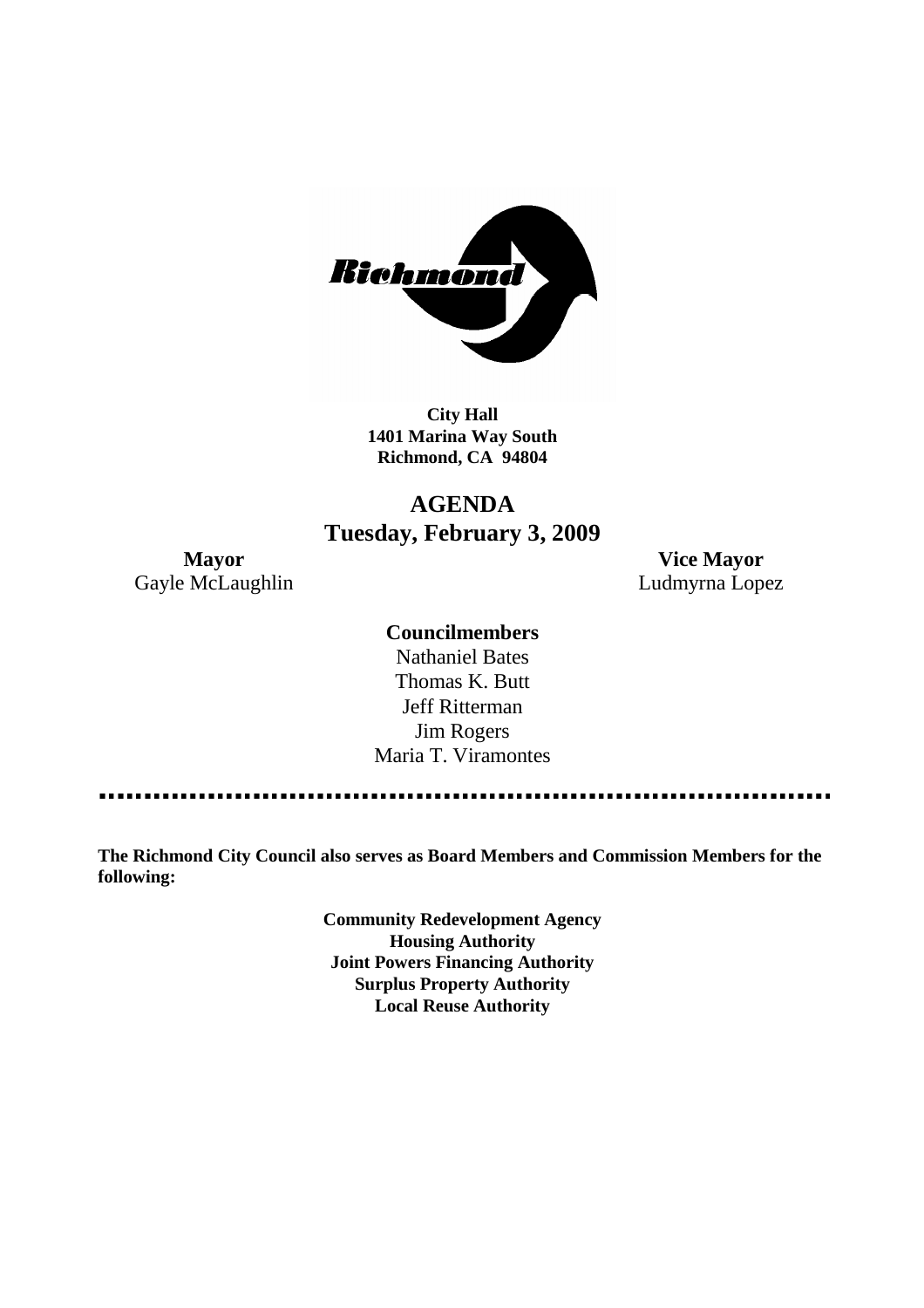**City Hall**
**1401 Marina Way South**
**Richmond, CA 94804**

# AGENDA
## Tuesday, February 3, 2009

**Mayor**
Gayle McLaughlin

**Vice Mayor**
Ludmyrna Lopez

**Councilmembers**
Nathaniel Bates
Thomas K. Butt
Jeff Ritterman
Jim Rogers
Maria T. Viramontes

---

**The Richmond City Council also serves as Board Members and Commission Members for the following:**

**Community Redevelopment Agency**
**Housing Authority**
**Joint Powers Financing Authority**
**Surplus Property Authority**
**Local Reuse Authority**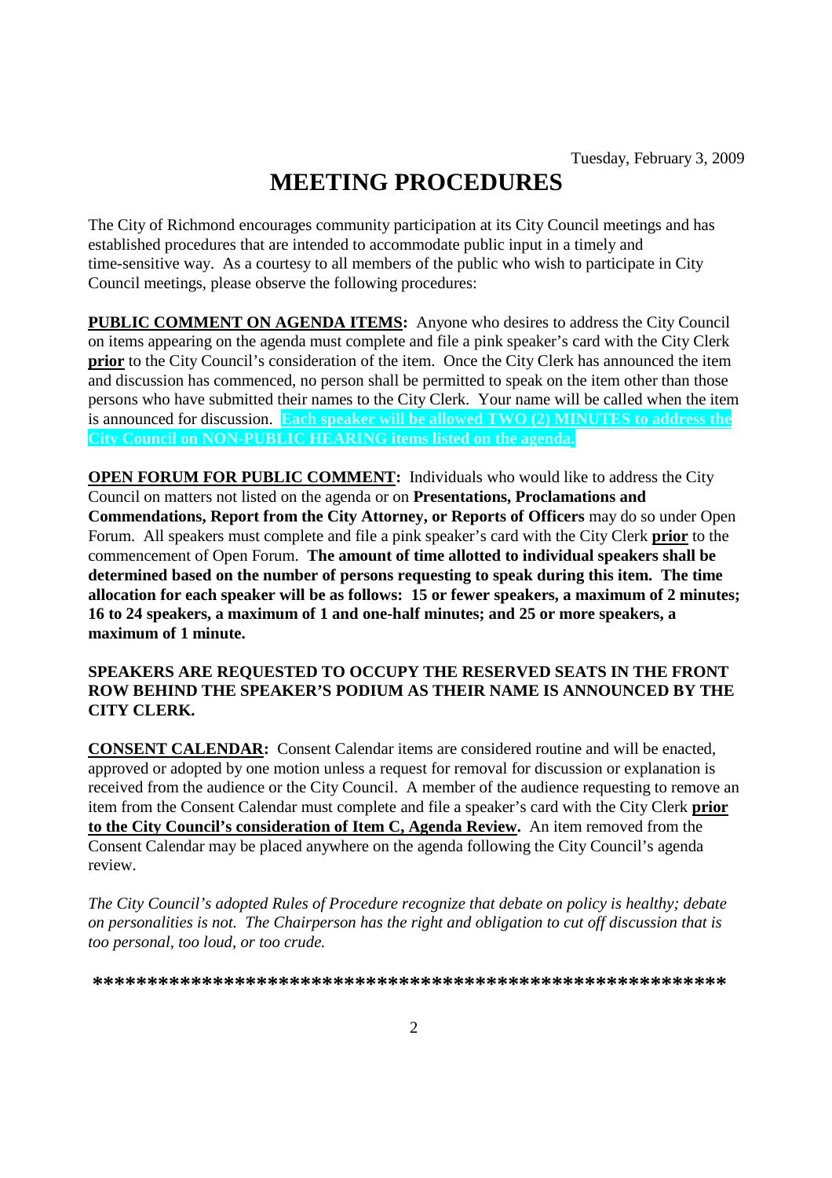Tuesday, February 3, 2009

# MEETING PROCEDURES

The City of Richmond encourages community participation at its City Council meetings and has established procedures that are intended to accommodate public input in a timely and time-sensitive way. As a courtesy to all members of the public who wish to participate in City Council meetings, please observe the following procedures:

**PUBLIC COMMENT ON AGENDA ITEMS:** Anyone who desires to address the City Council on items appearing on the agenda must complete and file a pink speaker's card with the City Clerk **prior** to the City Council's consideration of the item. Once the City Clerk has announced the item and discussion has commenced, no person shall be permitted to speak on the item other than those persons who have submitted their names to the City Clerk. Your name will be called when the item is announced for discussion. **Each speaker will be allowed TWO (2) MINUTES to address the City Council on NON-PUBLIC HEARING items listed on the agenda.**

**OPEN FORUM FOR PUBLIC COMMENT:** Individuals who would like to address the City Council on matters not listed on the agenda or on **Presentations, Proclamations and Commendations, Report from the City Attorney, or Reports of Officers** may do so under Open Forum. All speakers must complete and file a pink speaker's card with the City Clerk **prior** to the commencement of Open Forum. **The amount of time allotted to individual speakers shall be determined based on the number of persons requesting to speak during this item. The time allocation for each speaker will be as follows: 15 or fewer speakers, a maximum of 2 minutes; 16 to 24 speakers, a maximum of 1 and one-half minutes; and 25 or more speakers, a maximum of 1 minute.**

**SPEAKERS ARE REQUESTED TO OCCUPY THE RESERVED SEATS IN THE FRONT ROW BEHIND THE SPEAKER'S PODIUM AS THEIR NAME IS ANNOUNCED BY THE CITY CLERK.**

**CONSENT CALENDAR:** Consent Calendar items are considered routine and will be enacted, approved or adopted by one motion unless a request for removal for discussion or explanation is received from the audience or the City Council. A member of the audience requesting to remove an item from the Consent Calendar must complete and file a speaker's card with the City Clerk **prior to the City Council's consideration of Item C, Agenda Review.** An item removed from the Consent Calendar may be placed anywhere on the agenda following the City Council's agenda review.

*The City Council's adopted Rules of Procedure recognize that debate on policy is healthy; debate on personalities is not. The Chairperson has the right and obligation to cut off discussion that is too personal, too loud, or too crude.*

**\*\*\*\*\*\*\*\*\*\*\*\*\*\*\*\*\*\*\*\*\*\*\*\*\*\*\*\*\*\*\*\*\*\*\*\*\*\*\*\*\*\*\*\*\*\*\*\*\*\*\*\*\*\*\*\*\*\*\*\***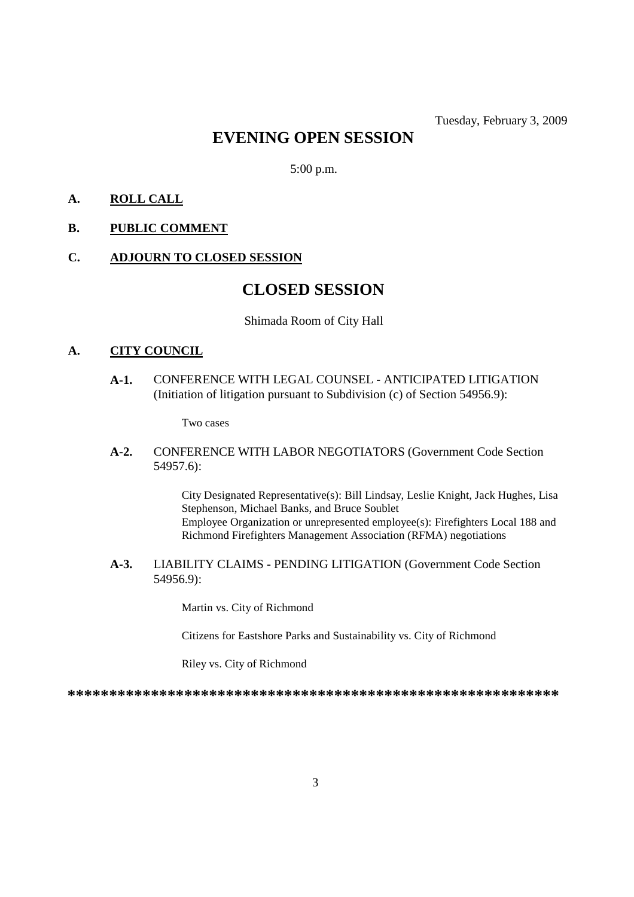Tuesday, February 3, 2009

# EVENING OPEN SESSION

5:00 p.m.

**A. ROLL CALL**

**B. PUBLIC COMMENT**

**C. ADJOURN TO CLOSED SESSION**

# CLOSED SESSION

Shimada Room of City Hall

**A. CITY COUNCIL**

**A-1.** CONFERENCE WITH LEGAL COUNSEL - ANTICIPATED LITIGATION (Initiation of litigation pursuant to Subdivision (c) of Section 54956.9):

Two cases

**A-2.** CONFERENCE WITH LABOR NEGOTIATORS (Government Code Section 54957.6):

City Designated Representative(s): Bill Lindsay, Leslie Knight, Jack Hughes, Lisa Stephenson, Michael Banks, and Bruce Soublet
Employee Organization or unrepresented employee(s): Firefighters Local 188 and Richmond Firefighters Management Association (RFMA) negotiations

**A-3.** LIABILITY CLAIMS - PENDING LITIGATION (Government Code Section 54956.9):

Martin vs. City of Richmond

Citizens for Eastshore Parks and Sustainability vs. City of Richmond

Riley vs. City of Richmond

************************************************************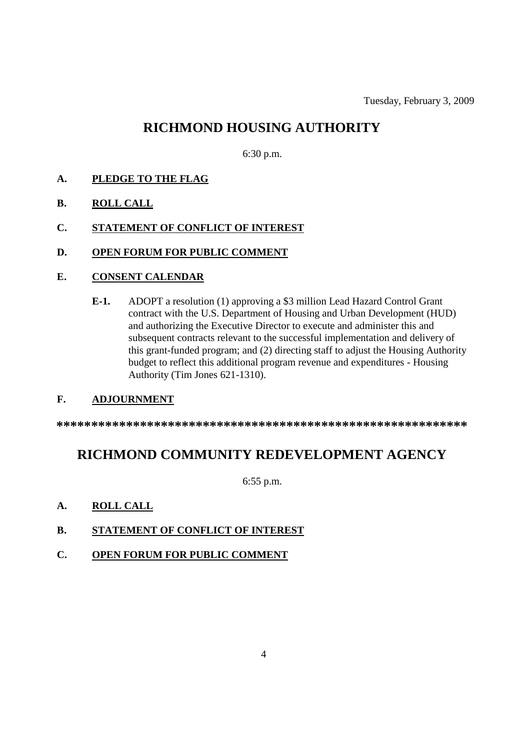Tuesday, February 3, 2009

# RICHMOND HOUSING AUTHORITY

6:30 p.m.

**A.** **PLEDGE TO THE FLAG**

**B.** **ROLL CALL**

**C.** **STATEMENT OF CONFLICT OF INTEREST**

**D.** **OPEN FORUM FOR PUBLIC COMMENT**

**E.** **CONSENT CALENDAR**

**E-1.** ADOPT a resolution (1) approving a $3 million Lead Hazard Control Grant contract with the U.S. Department of Housing and Urban Development (HUD) and authorizing the Executive Director to execute and administer this and subsequent contracts relevant to the successful implementation and delivery of this grant-funded program; and (2) directing staff to adjust the Housing Authority budget to reflect this additional program revenue and expenditures - Housing Authority (Tim Jones 621-1310).

**F.** **ADJOURNMENT**

**************************************************************

# RICHMOND COMMUNITY REDEVELOPMENT AGENCY

6:55 p.m.

**A.** **ROLL CALL**

**B.** **STATEMENT OF CONFLICT OF INTEREST**

**C.** **OPEN FORUM FOR PUBLIC COMMENT**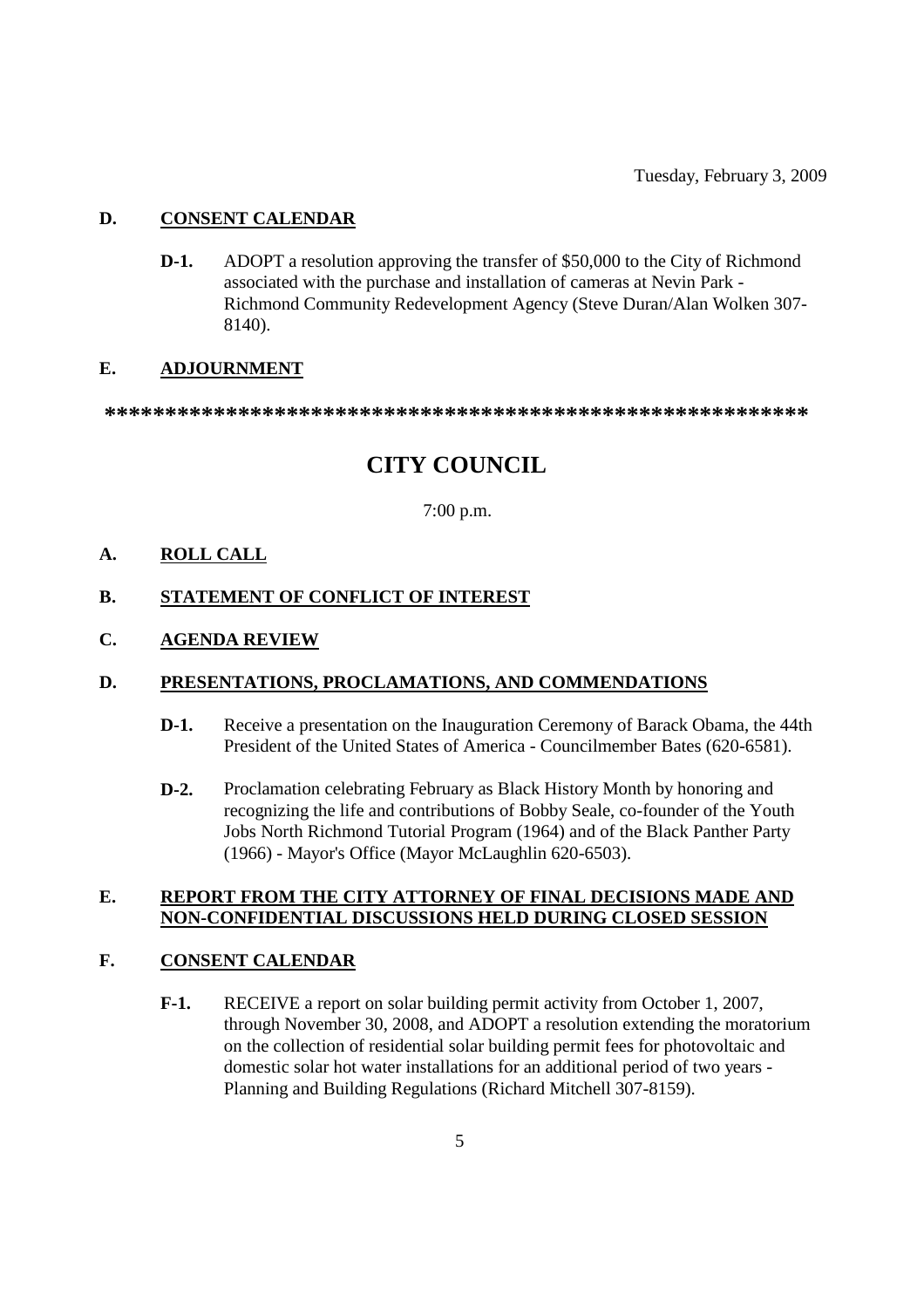Tuesday, February 3, 2009

**D. CONSENT CALENDAR**

**D-1.** ADOPT a resolution approving the transfer of $50,000 to the City of Richmond associated with the purchase and installation of cameras at Nevin Park - Richmond Community Redevelopment Agency (Steve Duran/Alan Wolken 307-8140).

**E. ADJOURNMENT**

*************************************************************

# CITY COUNCIL

7:00 p.m.

**A. ROLL CALL**

**B. STATEMENT OF CONFLICT OF INTEREST**

**C. AGENDA REVIEW**

**D. PRESENTATIONS, PROCLAMATIONS, AND COMMENDATIONS**

**D-1.** Receive a presentation on the Inauguration Ceremony of Barack Obama, the 44th President of the United States of America - Councilmember Bates (620-6581).

**D-2.** Proclamation celebrating February as Black History Month by honoring and recognizing the life and contributions of Bobby Seale, co-founder of the Youth Jobs North Richmond Tutorial Program (1964) and of the Black Panther Party (1966) - Mayor's Office (Mayor McLaughlin 620-6503).

**E. REPORT FROM THE CITY ATTORNEY OF FINAL DECISIONS MADE AND NON-CONFIDENTIAL DISCUSSIONS HELD DURING CLOSED SESSION**

**F. CONSENT CALENDAR**

**F-1.** RECEIVE a report on solar building permit activity from October 1, 2007, through November 30, 2008, and ADOPT a resolution extending the moratorium on the collection of residential solar building permit fees for photovoltaic and domestic solar hot water installations for an additional period of two years - Planning and Building Regulations (Richard Mitchell 307-8159).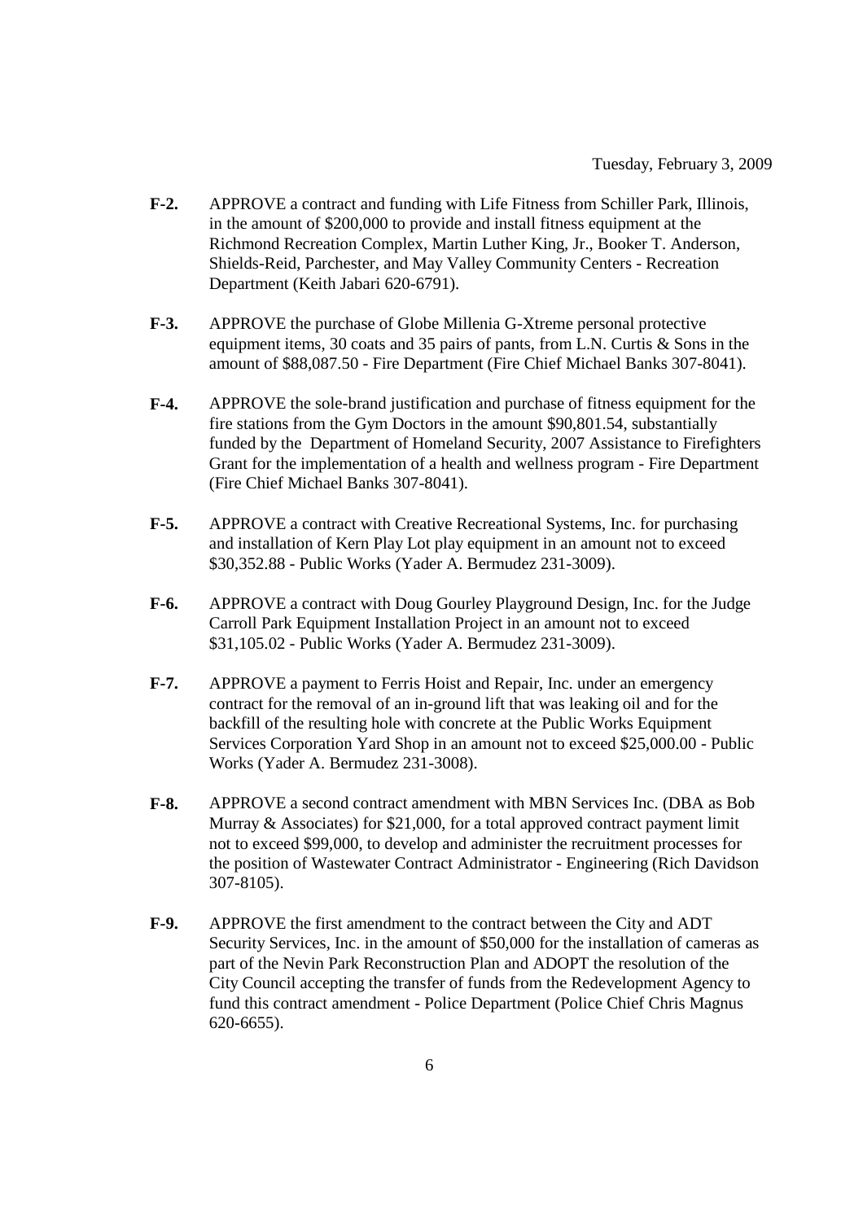Tuesday, February 3, 2009

**F-2.** APPROVE a contract and funding with Life Fitness from Schiller Park, Illinois, in the amount of $200,000 to provide and install fitness equipment at the Richmond Recreation Complex, Martin Luther King, Jr., Booker T. Anderson, Shields-Reid, Parchester, and May Valley Community Centers - Recreation Department (Keith Jabari 620-6791).

**F-3.** APPROVE the purchase of Globe Millenia G-Xtreme personal protective equipment items, 30 coats and 35 pairs of pants, from L.N. Curtis & Sons in the amount of $88,087.50 - Fire Department (Fire Chief Michael Banks 307-8041).

**F-4.** APPROVE the sole-brand justification and purchase of fitness equipment for the fire stations from the Gym Doctors in the amount $90,801.54, substantially funded by the Department of Homeland Security, 2007 Assistance to Firefighters Grant for the implementation of a health and wellness program - Fire Department (Fire Chief Michael Banks 307-8041).

**F-5.** APPROVE a contract with Creative Recreational Systems, Inc. for purchasing and installation of Kern Play Lot play equipment in an amount not to exceed $30,352.88 - Public Works (Yader A. Bermudez 231-3009).

**F-6.** APPROVE a contract with Doug Gourley Playground Design, Inc. for the Judge Carroll Park Equipment Installation Project in an amount not to exceed $31,105.02 - Public Works (Yader A. Bermudez 231-3009).

**F-7.** APPROVE a payment to Ferris Hoist and Repair, Inc. under an emergency contract for the removal of an in-ground lift that was leaking oil and for the backfill of the resulting hole with concrete at the Public Works Equipment Services Corporation Yard Shop in an amount not to exceed $25,000.00 - Public Works (Yader A. Bermudez 231-3008).

**F-8.** APPROVE a second contract amendment with MBN Services Inc. (DBA as Bob Murray & Associates) for $21,000, for a total approved contract payment limit not to exceed $99,000, to develop and administer the recruitment processes for the position of Wastewater Contract Administrator - Engineering (Rich Davidson 307-8105).

**F-9.** APPROVE the first amendment to the contract between the City and ADT Security Services, Inc. in the amount of $50,000 for the installation of cameras as part of the Nevin Park Reconstruction Plan and ADOPT the resolution of the City Council accepting the transfer of funds from the Redevelopment Agency to fund this contract amendment - Police Department (Police Chief Chris Magnus 620-6655).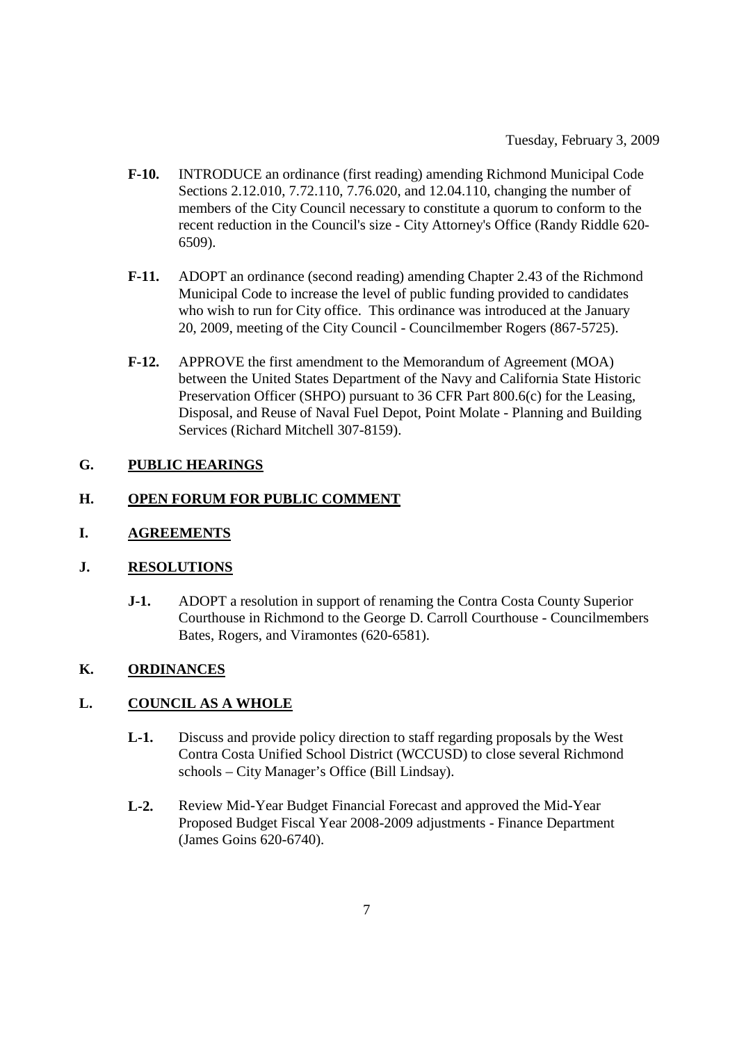Tuesday, February 3, 2009

**F-10.** INTRODUCE an ordinance (first reading) amending Richmond Municipal Code Sections 2.12.010, 7.72.110, 7.76.020, and 12.04.110, changing the number of members of the City Council necessary to constitute a quorum to conform to the recent reduction in the Council's size - City Attorney's Office (Randy Riddle 620-6509).

**F-11.** ADOPT an ordinance (second reading) amending Chapter 2.43 of the Richmond Municipal Code to increase the level of public funding provided to candidates who wish to run for City office. This ordinance was introduced at the January 20, 2009, meeting of the City Council - Councilmember Rogers (867-5725).

**F-12.** APPROVE the first amendment to the Memorandum of Agreement (MOA) between the United States Department of the Navy and California State Historic Preservation Officer (SHPO) pursuant to 36 CFR Part 800.6(c) for the Leasing, Disposal, and Reuse of Naval Fuel Depot, Point Molate - Planning and Building Services (Richard Mitchell 307-8159).

## G. PUBLIC HEARINGS

## H. OPEN FORUM FOR PUBLIC COMMENT

## I. AGREEMENTS

## J. RESOLUTIONS

**J-1.** ADOPT a resolution in support of renaming the Contra Costa County Superior Courthouse in Richmond to the George D. Carroll Courthouse - Councilmembers Bates, Rogers, and Viramontes (620-6581).

## K. ORDINANCES

## L. COUNCIL AS A WHOLE

**L-1.** Discuss and provide policy direction to staff regarding proposals by the West Contra Costa Unified School District (WCCUSD) to close several Richmond schools – City Manager's Office (Bill Lindsay).

**L-2.** Review Mid-Year Budget Financial Forecast and approved the Mid-Year Proposed Budget Fiscal Year 2008-2009 adjustments - Finance Department (James Goins 620-6740).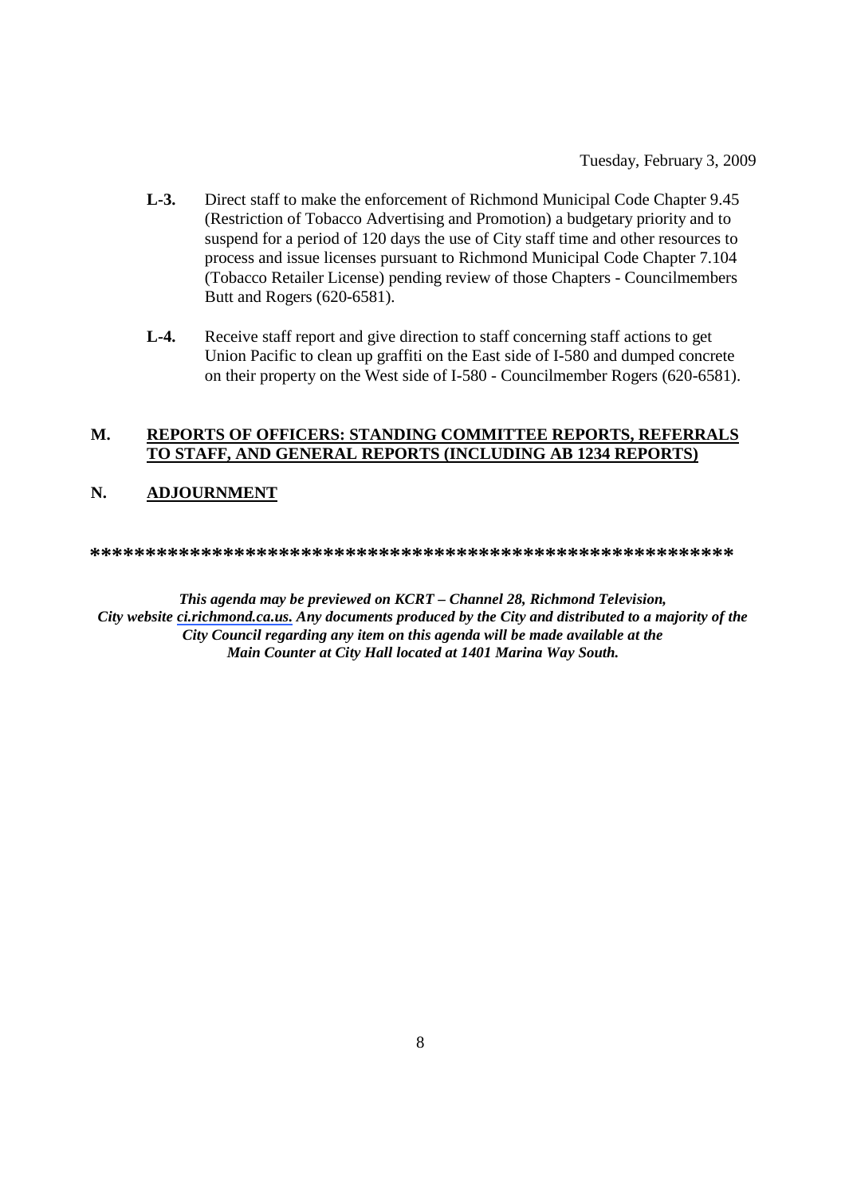- **L-3.** Direct staff to make the enforcement of Richmond Municipal Code Chapter 9.45 (Restriction of Tobacco Advertising and Promotion) a budgetary priority and to suspend for a period of 120 days the use of City staff time and other resources to process and issue licenses pursuant to Richmond Municipal Code Chapter 7.104 (Tobacco Retailer License) pending review of those Chapters - Councilmembers Butt and Rogers (620-6581).

- **L-4.** Receive staff report and give direction to staff concerning staff actions to get Union Pacific to clean up graffiti on the East side of I-580 and dumped concrete on their property on the West side of I-580 - Councilmember Rogers (620-6581).

## M. REPORTS OF OFFICERS: STANDING COMMITTEE REPORTS, REFERRALS TO STAFF, AND GENERAL REPORTS (INCLUDING AB 1234 REPORTS)

## N. ADJOURNMENT

**************************************************************

***This agenda may be previewed on KCRT – Channel 28, Richmond Television, City website ci.richmond.ca.us. Any documents produced by the City and distributed to a majority of the City Council regarding any item on this agenda will be made available at the Main Counter at City Hall located at 1401 Marina Way South.***